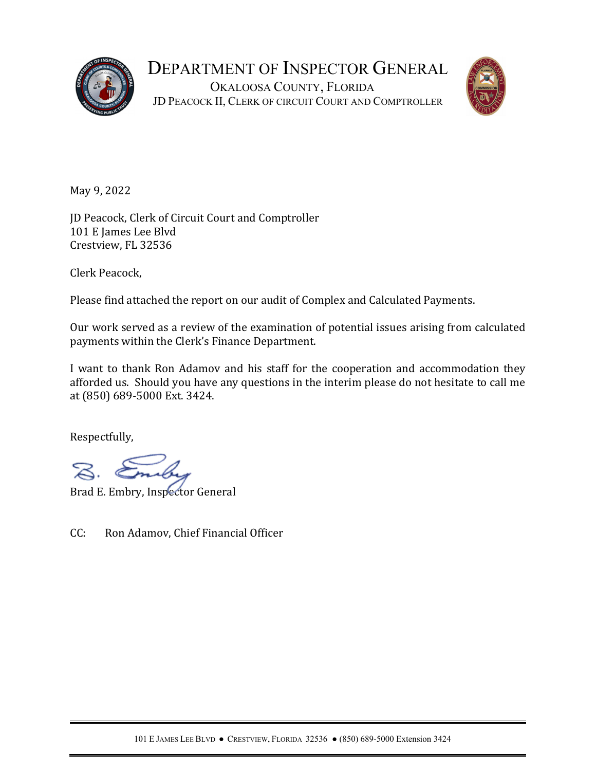# DEPARTMENT OF INSPECTOR GENERAL

OKALOOSA COUNTY, FLORIDA

JD PEACOCK II, CLERK OF CIRCUIT COURT AND COMPTROLLER

May 9, 2022

JD Peacock, Clerk of Circuit Court and Comptroller
101 E James Lee Blvd
Crestview, FL 32536

Clerk Peacock,

Please find attached the report on our audit of Complex and Calculated Payments.

Our work served as a review of the examination of potential issues arising from calculated payments within the Clerk's Finance Department.

I want to thank Ron Adamov and his staff for the cooperation and accommodation they afforded us. Should you have any questions in the interim please do not hesitate to call me at (850) 689-5000 Ext. 3424.

Respectfully,

B. Embry

Brad E. Embry, Inspector General

CC: Ron Adamov, Chief Financial Officer

101 E JAMES LEE BLVD ● CRESTVIEW, FLORIDA 32536 ● (850) 689-5000 Extension 3424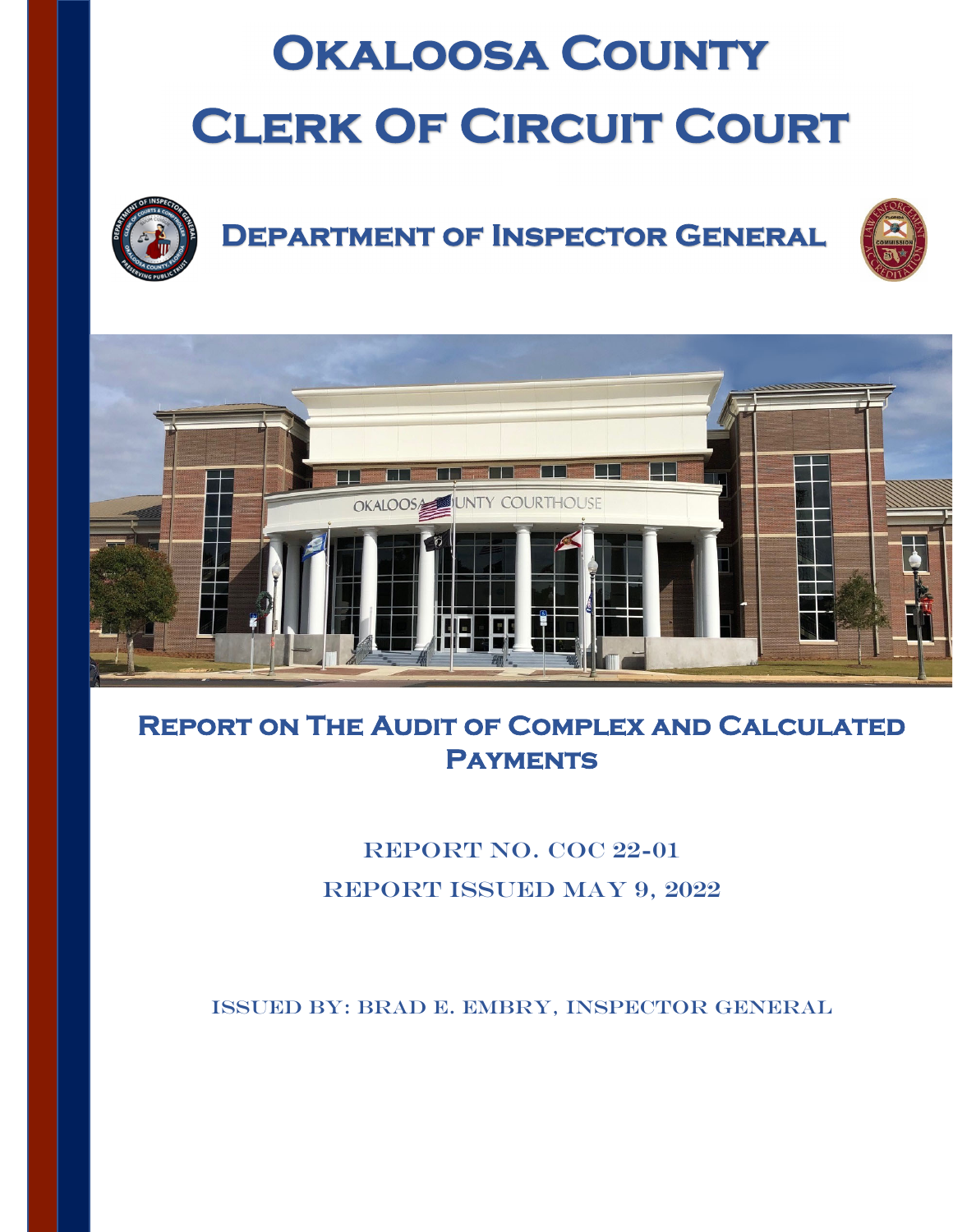# Okaloosa County Clerk Of Circuit Court

## Department of Inspector General

### Report on The Audit of Complex and Calculated Payments

Report No. COC 22-01

Report Issued May 9, 2022

Issued By: Brad E. Embry, Inspector General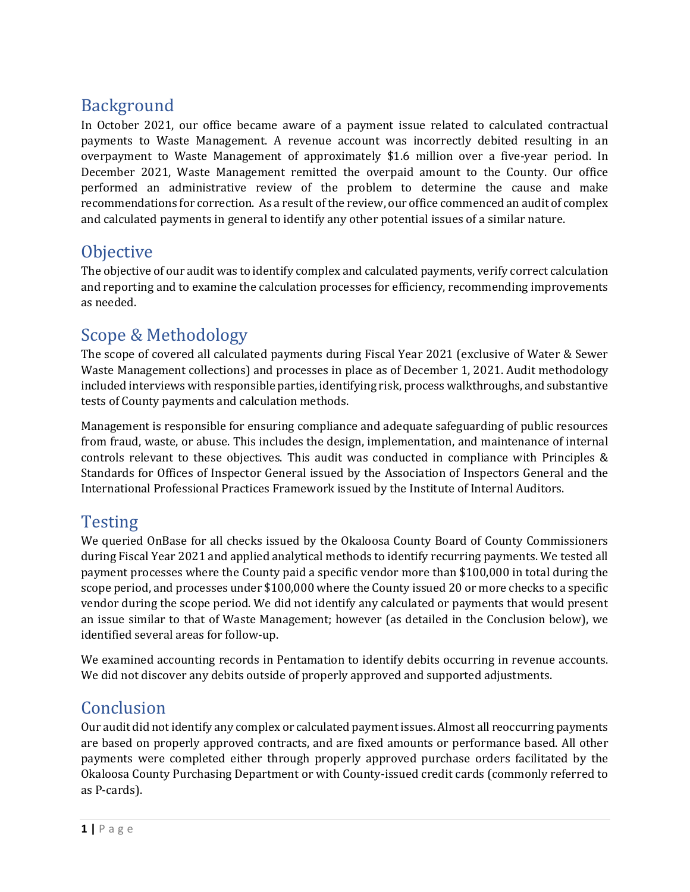## Background

In October 2021, our office became aware of a payment issue related to calculated contractual payments to Waste Management. A revenue account was incorrectly debited resulting in an overpayment to Waste Management of approximately $1.6 million over a five-year period. In December 2021, Waste Management remitted the overpaid amount to the County. Our office performed an administrative review of the problem to determine the cause and make recommendations for correction. As a result of the review, our office commenced an audit of complex and calculated payments in general to identify any other potential issues of a similar nature.

## Objective

The objective of our audit was to identify complex and calculated payments, verify correct calculation and reporting and to examine the calculation processes for efficiency, recommending improvements as needed.

## Scope & Methodology

The scope of covered all calculated payments during Fiscal Year 2021 (exclusive of Water & Sewer Waste Management collections) and processes in place as of December 1, 2021. Audit methodology included interviews with responsible parties, identifying risk, process walkthroughs, and substantive tests of County payments and calculation methods.

Management is responsible for ensuring compliance and adequate safeguarding of public resources from fraud, waste, or abuse. This includes the design, implementation, and maintenance of internal controls relevant to these objectives. This audit was conducted in compliance with Principles & Standards for Offices of Inspector General issued by the Association of Inspectors General and the International Professional Practices Framework issued by the Institute of Internal Auditors.

## Testing

We queried OnBase for all checks issued by the Okaloosa County Board of County Commissioners during Fiscal Year 2021 and applied analytical methods to identify recurring payments. We tested all payment processes where the County paid a specific vendor more than $100,000 in total during the scope period, and processes under $100,000 where the County issued 20 or more checks to a specific vendor during the scope period. We did not identify any calculated or payments that would present an issue similar to that of Waste Management; however (as detailed in the Conclusion below), we identified several areas for follow-up.

We examined accounting records in Pentamation to identify debits occurring in revenue accounts. We did not discover any debits outside of properly approved and supported adjustments.

## Conclusion

Our audit did not identify any complex or calculated payment issues. Almost all reoccurring payments are based on properly approved contracts, and are fixed amounts or performance based. All other payments were completed either through properly approved purchase orders facilitated by the Okaloosa County Purchasing Department or with County-issued credit cards (commonly referred to as P-cards).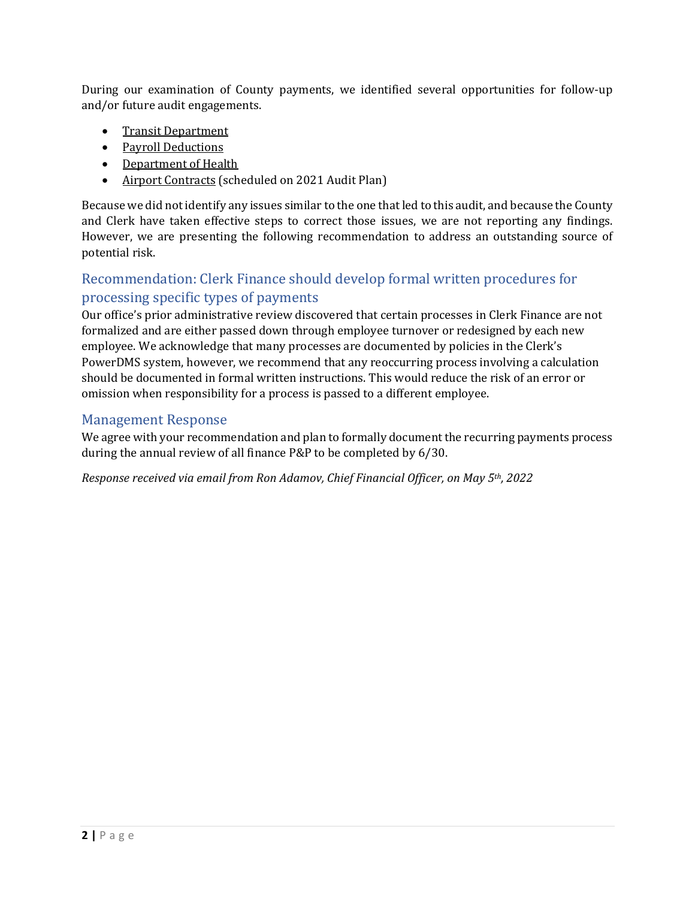During our examination of County payments, we identified several opportunities for follow-up and/or future audit engagements.

- Transit Department
- Payroll Deductions
- Department of Health
- Airport Contracts (scheduled on 2021 Audit Plan)

Because we did not identify any issues similar to the one that led to this audit, and because the County and Clerk have taken effective steps to correct those issues, we are not reporting any findings. However, we are presenting the following recommendation to address an outstanding source of potential risk.

## Recommendation: Clerk Finance should develop formal written procedures for processing specific types of payments

Our office's prior administrative review discovered that certain processes in Clerk Finance are not formalized and are either passed down through employee turnover or redesigned by each new employee. We acknowledge that many processes are documented by policies in the Clerk's PowerDMS system, however, we recommend that any reoccurring process involving a calculation should be documented in formal written instructions. This would reduce the risk of an error or omission when responsibility for a process is passed to a different employee.

## Management Response

We agree with your recommendation and plan to formally document the recurring payments process during the annual review of all finance P&P to be completed by 6/30.

*Response received via email from Ron Adamov, Chief Financial Officer, on May 5th, 2022*